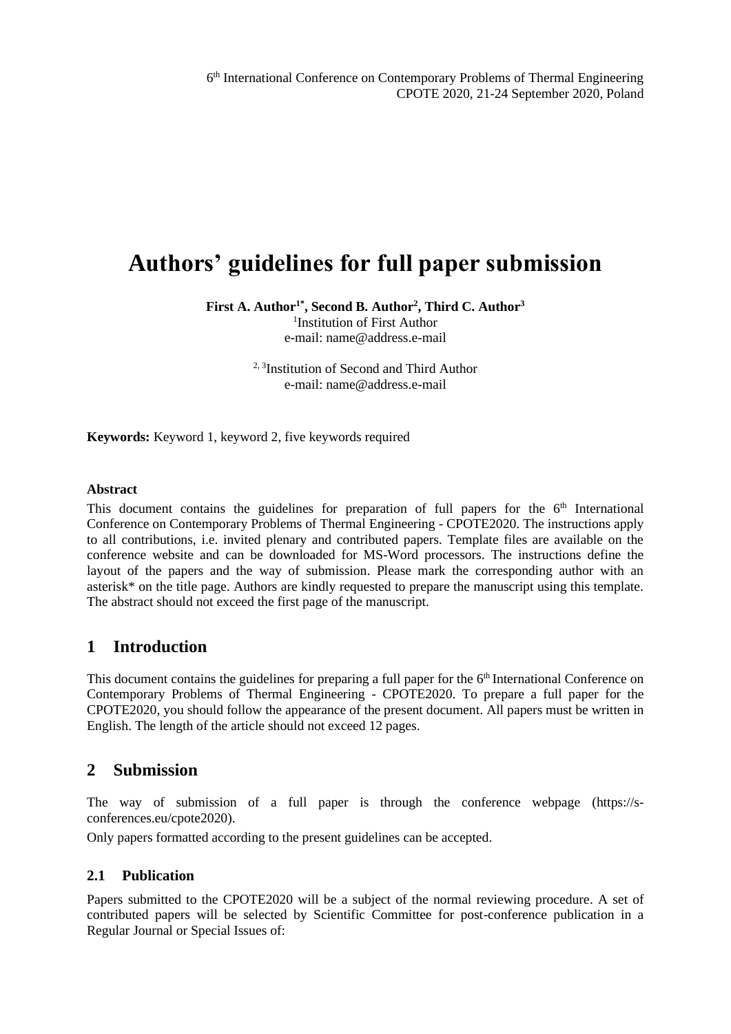6th International Conference on Contemporary Problems of Thermal Engineering
CPOTE 2020, 21-24 September 2020, Poland

# Authors' guidelines for full paper submission

**First A. Author[1*], Second B. Author[2], Third C. Author[3]**
[1]Institution of First Author
e-mail: name@address.e-mail

[2, 3]Institution of Second and Third Author
e-mail: name@address.e-mail

**Keywords:** Keyword 1, keyword 2, five keywords required

**Abstract**

This document contains the guidelines for preparation of full papers for the 6th International Conference on Contemporary Problems of Thermal Engineering - CPOTE2020. The instructions apply to all contributions, i.e. invited plenary and contributed papers. Template files are available on the conference website and can be downloaded for MS-Word processors. The instructions define the layout of the papers and the way of submission. Please mark the corresponding author with an asterisk* on the title page. Authors are kindly requested to prepare the manuscript using this template. The abstract should not exceed the first page of the manuscript.

## 1 Introduction

This document contains the guidelines for preparing a full paper for the 6th International Conference on Contemporary Problems of Thermal Engineering - CPOTE2020. To prepare a full paper for the CPOTE2020, you should follow the appearance of the present document. All papers must be written in English. The length of the article should not exceed 12 pages.

## 2 Submission

The way of submission of a full paper is through the conference webpage (https://s-conferences.eu/cpote2020).

Only papers formatted according to the present guidelines can be accepted.

### 2.1 Publication

Papers submitted to the CPOTE2020 will be a subject of the normal reviewing procedure. A set of contributed papers will be selected by Scientific Committee for post-conference publication in a Regular Journal or Special Issues of: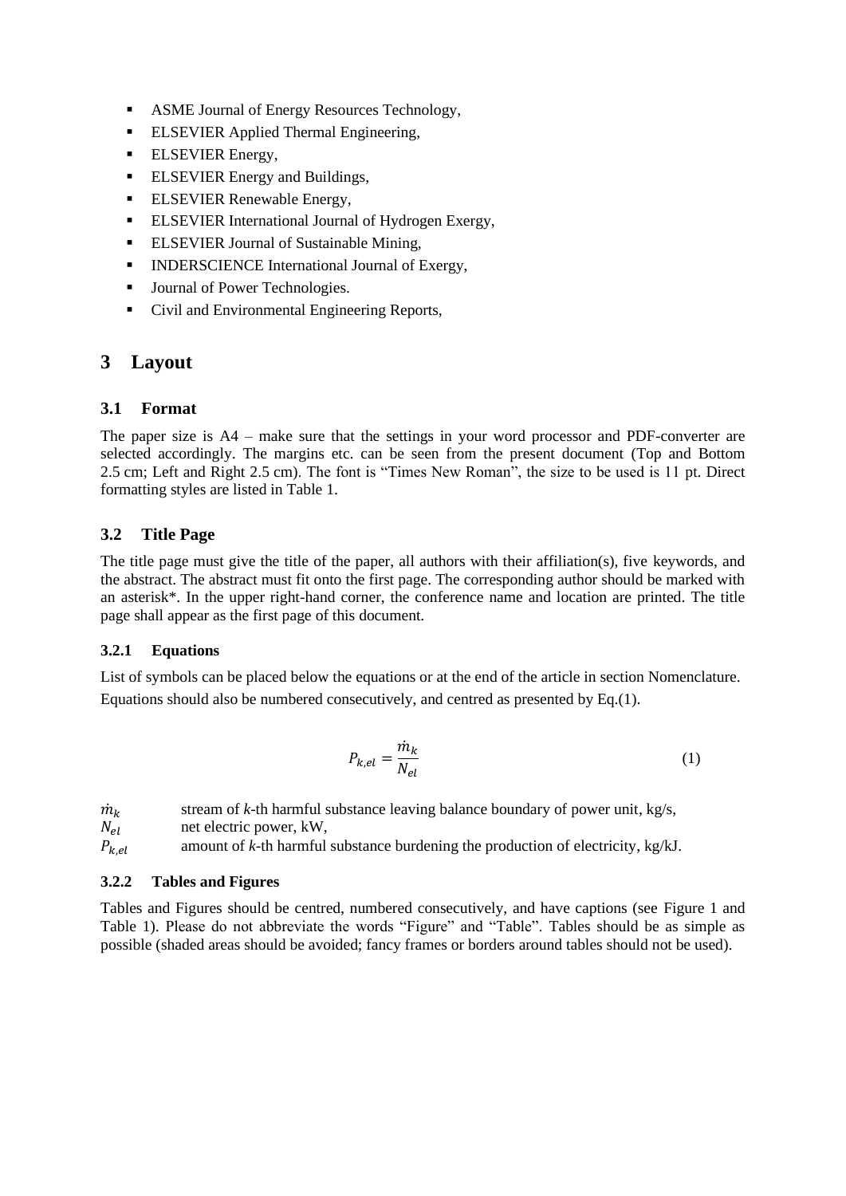- ASME Journal of Energy Resources Technology,
- ELSEVIER Applied Thermal Engineering,
- ELSEVIER Energy,
- ELSEVIER Energy and Buildings,
- ELSEVIER Renewable Energy,
- ELSEVIER International Journal of Hydrogen Exergy,
- ELSEVIER Journal of Sustainable Mining,
- INDERSCIENCE International Journal of Exergy,
- Journal of Power Technologies.
- Civil and Environmental Engineering Reports,

# 3 Layout

## 3.1 Format

The paper size is A4 – make sure that the settings in your word processor and PDF-converter are selected accordingly. The margins etc. can be seen from the present document (Top and Bottom 2.5 cm; Left and Right 2.5 cm). The font is "Times New Roman", the size to be used is 11 pt. Direct formatting styles are listed in Table 1.

## 3.2 Title Page

The title page must give the title of the paper, all authors with their affiliation(s), five keywords, and the abstract. The abstract must fit onto the first page. The corresponding author should be marked with an asterisk*. In the upper right-hand corner, the conference name and location are printed. The title page shall appear as the first page of this document.

### 3.2.1 Equations

List of symbols can be placed below the equations or at the end of the article in section Nomenclature.

Equations should also be numbered consecutively, and centred as presented by Eq.(1).

$$P_{k,el} = \frac{\dot{m}_k}{N_{el}} \tag{1}$$

$\dot{m}_k$ stream of *k*-th harmful substance leaving balance boundary of power unit, kg/s,
$N_{el}$ net electric power, kW,
$P_{k,el}$ amount of *k*-th harmful substance burdening the production of electricity, kg/kJ.

### 3.2.2 Tables and Figures

Tables and Figures should be centred, numbered consecutively, and have captions (see Figure 1 and Table 1). Please do not abbreviate the words "Figure" and "Table". Tables should be as simple as possible (shaded areas should be avoided; fancy frames or borders around tables should not be used).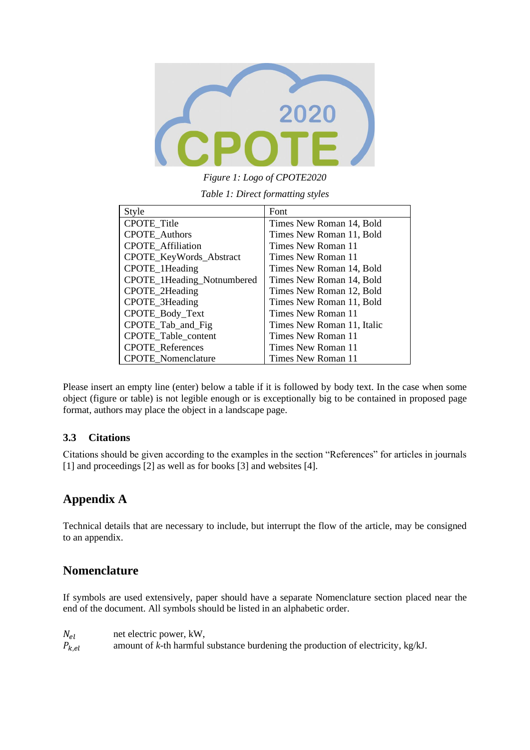*Figure 1: Logo of CPOTE2020*

*Table 1: Direct formatting styles*

| Style | Font |
|---|---|
| CPOTE_Title | Times New Roman 14, Bold |
| CPOTE_Authors | Times New Roman 11, Bold |
| CPOTE_Affiliation | Times New Roman 11 |
| CPOTE_KeyWords_Abstract | Times New Roman 11 |
| CPOTE_1Heading | Times New Roman 14, Bold |
| CPOTE_1Heading_Notnumbered | Times New Roman 14, Bold |
| CPOTE_2Heading | Times New Roman 12, Bold |
| CPOTE_3Heading | Times New Roman 11, Bold |
| CPOTE_Body_Text | Times New Roman 11 |
| CPOTE_Tab_and_Fig | Times New Roman 11, Italic |
| CPOTE_Table_content | Times New Roman 11 |
| CPOTE_References | Times New Roman 11 |
| CPOTE_Nomenclature | Times New Roman 11 |

Please insert an empty line (enter) below a table if it is followed by body text. In the case when some object (figure or table) is not legible enough or is exceptionally big to be contained in proposed page format, authors may place the object in a landscape page.

### 3.3 Citations

Citations should be given according to the examples in the section "References" for articles in journals [1] and proceedings [2] as well as for books [3] and websites [4].

## Appendix A

Technical details that are necessary to include, but interrupt the flow of the article, may be consigned to an appendix.

## Nomenclature

If symbols are used extensively, paper should have a separate Nomenclature section placed near the end of the document. All symbols should be listed in an alphabetic order.

$N_{el}$ net electric power, kW,

$P_{k,el}$ amount of *k*-th harmful substance burdening the production of electricity, kg/kJ.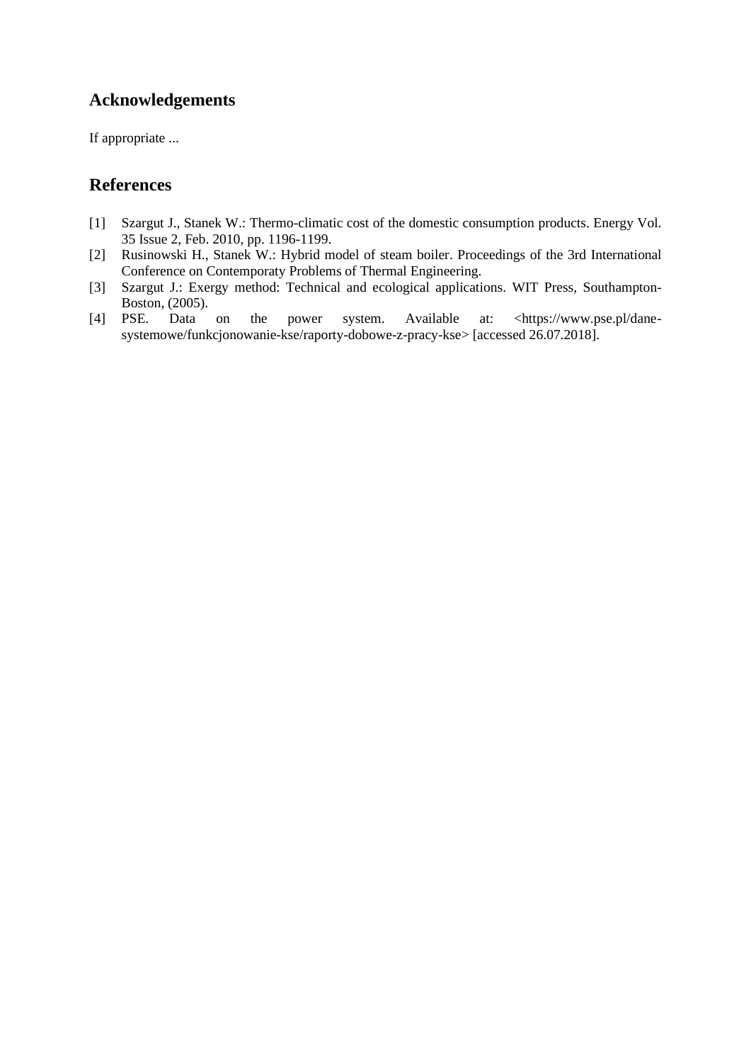## Acknowledgements

If appropriate ...

## References

[1] Szargut J., Stanek W.: Thermo-climatic cost of the domestic consumption products. Energy Vol. 35 Issue 2, Feb. 2010, pp. 1196-1199.

[2] Rusinowski H., Stanek W.: Hybrid model of steam boiler. Proceedings of the 3rd International Conference on Contemporaty Problems of Thermal Engineering.

[3] Szargut J.: Exergy method: Technical and ecological applications. WIT Press, Southampton-Boston, (2005).

[4] PSE. Data on the power system. Available at: <https://www.pse.pl/dane-systemowe/funkcjonowanie-kse/raporty-dobowe-z-pracy-kse> [accessed 26.07.2018].